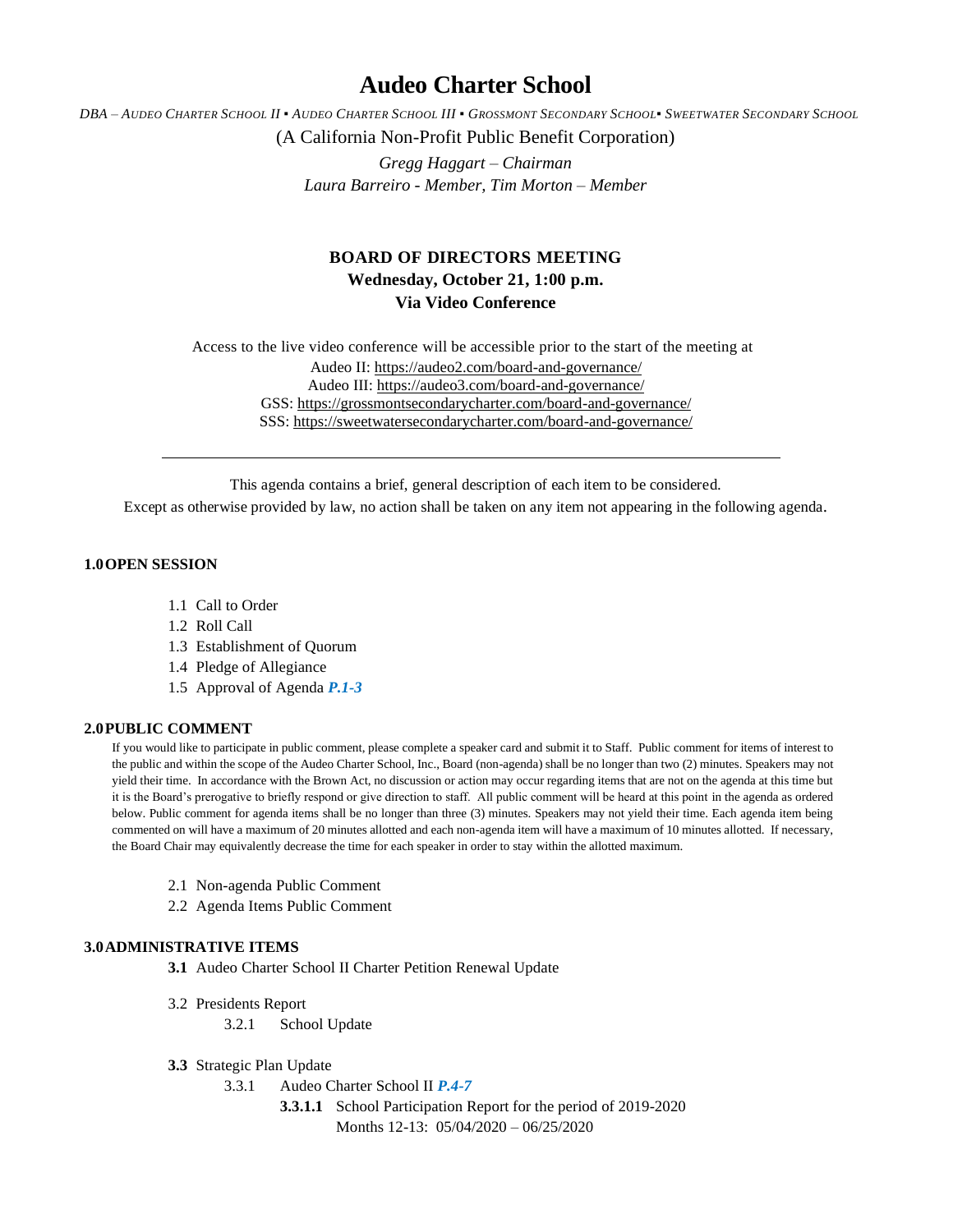# Audeo Charter School

*DBA – AUDEO CHARTER SCHOOL II ▪ AUDEO CHARTER SCHOOL III ▪ GROSSMONT SECONDARY SCHOOL▪ SWEETWATER SECONDARY SCHOOL*

(A California Non-Profit Public Benefit Corporation)

*Gregg Haggart – Chairman*
*Laura Barreiro - Member, Tim Morton – Member*

**BOARD OF DIRECTORS MEETING**
**Wednesday, October 21, 1:00 p.m.**
**Via Video Conference**

Access to the live video conference will be accessible prior to the start of the meeting at
Audeo II: https://audeo2.com/board-and-governance/
Audeo III: https://audeo3.com/board-and-governance/
GSS: https://grossmontsecondarycharter.com/board-and-governance/
SSS: https://sweetwatersecondarycharter.com/board-and-governance/

---

This agenda contains a brief, general description of each item to be considered.
Except as otherwise provided by law, no action shall be taken on any item not appearing in the following agenda.

## 1.0 OPEN SESSION

- 1.1 Call to Order
- 1.2 Roll Call
- 1.3 Establishment of Quorum
- 1.4 Pledge of Allegiance
- 1.5 Approval of Agenda ***P.1-3***

## 2.0 PUBLIC COMMENT

If you would like to participate in public comment, please complete a speaker card and submit it to Staff. Public comment for items of interest to the public and within the scope of the Audeo Charter School, Inc., Board (non-agenda) shall be no longer than two (2) minutes. Speakers may not yield their time. In accordance with the Brown Act, no discussion or action may occur regarding items that are not on the agenda at this time but it is the Board's prerogative to briefly respond or give direction to staff. All public comment will be heard at this point in the agenda as ordered below. Public comment for agenda items shall be no longer than three (3) minutes. Speakers may not yield their time. Each agenda item being commented on will have a maximum of 20 minutes allotted and each non-agenda item will have a maximum of 10 minutes allotted. If necessary, the Board Chair may equivalently decrease the time for each speaker in order to stay within the allotted maximum.

- 2.1 Non-agenda Public Comment
- 2.2 Agenda Items Public Comment

## 3.0 ADMINISTRATIVE ITEMS

- **3.1** Audeo Charter School II Charter Petition Renewal Update
- 3.2 Presidents Report
  - 3.2.1 School Update
- **3.3** Strategic Plan Update
  - 3.3.1 Audeo Charter School II ***P.4-7***
    - **3.3.1.1** School Participation Report for the period of 2019-2020
      Months 12-13: 05/04/2020 – 06/25/2020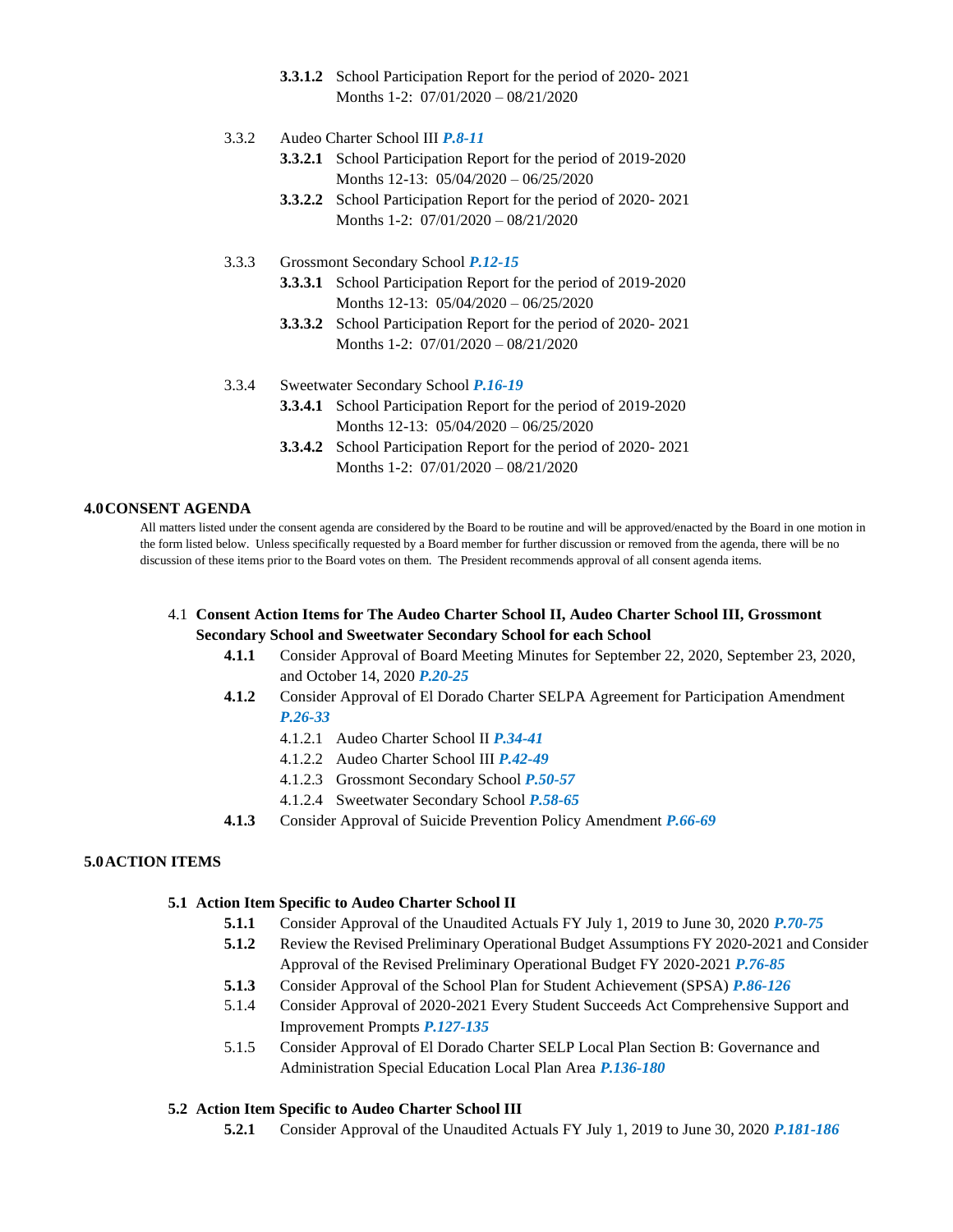**3.3.1.2** School Participation Report for the period of 2020- 2021 Months 1-2: 07/01/2020 – 08/21/2020

3.3.2 Audeo Charter School III ***P.8-11***

**3.3.2.1** School Participation Report for the period of 2019-2020 Months 12-13: 05/04/2020 – 06/25/2020

**3.3.2.2** School Participation Report for the period of 2020- 2021 Months 1-2: 07/01/2020 – 08/21/2020

3.3.3 Grossmont Secondary School ***P.12-15***

**3.3.3.1** School Participation Report for the period of 2019-2020 Months 12-13: 05/04/2020 – 06/25/2020

**3.3.3.2** School Participation Report for the period of 2020- 2021 Months 1-2: 07/01/2020 – 08/21/2020

3.3.4 Sweetwater Secondary School ***P.16-19***

**3.3.4.1** School Participation Report for the period of 2019-2020 Months 12-13: 05/04/2020 – 06/25/2020

**3.3.4.2** School Participation Report for the period of 2020- 2021 Months 1-2: 07/01/2020 – 08/21/2020

## 4.0 CONSENT AGENDA

All matters listed under the consent agenda are considered by the Board to be routine and will be approved/enacted by the Board in one motion in the form listed below. Unless specifically requested by a Board member for further discussion or removed from the agenda, there will be no discussion of these items prior to the Board votes on them. The President recommends approval of all consent agenda items.

4.1 **Consent Action Items for The Audeo Charter School II, Audeo Charter School III, Grossmont Secondary School and Sweetwater Secondary School for each School**

**4.1.1** Consider Approval of Board Meeting Minutes for September 22, 2020, September 23, 2020, and October 14, 2020 ***P.20-25***

**4.1.2** Consider Approval of El Dorado Charter SELPA Agreement for Participation Amendment ***P.26-33***

4.1.2.1 Audeo Charter School II ***P.34-41***

4.1.2.2 Audeo Charter School III ***P.42-49***

4.1.2.3 Grossmont Secondary School ***P.50-57***

4.1.2.4 Sweetwater Secondary School ***P.58-65***

**4.1.3** Consider Approval of Suicide Prevention Policy Amendment ***P.66-69***

## 5.0 ACTION ITEMS

**5.1 Action Item Specific to Audeo Charter School II**

**5.1.1** Consider Approval of the Unaudited Actuals FY July 1, 2019 to June 30, 2020 ***P.70-75***

**5.1.2** Review the Revised Preliminary Operational Budget Assumptions FY 2020-2021 and Consider Approval of the Revised Preliminary Operational Budget FY 2020-2021 ***P.76-85***

**5.1.3** Consider Approval of the School Plan for Student Achievement (SPSA) ***P.86-126***

5.1.4 Consider Approval of 2020-2021 Every Student Succeeds Act Comprehensive Support and Improvement Prompts ***P.127-135***

5.1.5 Consider Approval of El Dorado Charter SELP Local Plan Section B: Governance and Administration Special Education Local Plan Area ***P.136-180***

**5.2 Action Item Specific to Audeo Charter School III**

**5.2.1** Consider Approval of the Unaudited Actuals FY July 1, 2019 to June 30, 2020 ***P.181-186***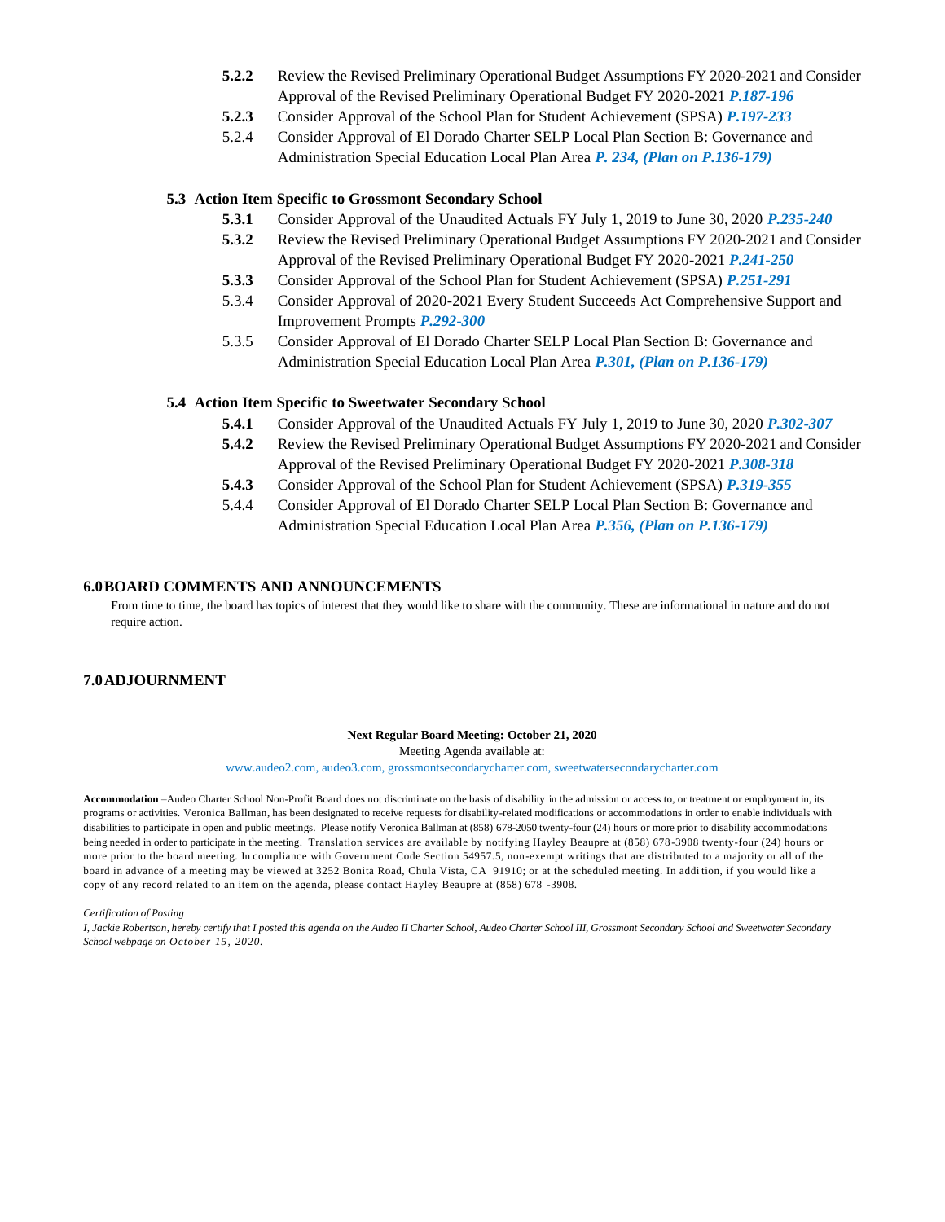- **5.2.2** Review the Revised Preliminary Operational Budget Assumptions FY 2020-2021 and Consider Approval of the Revised Preliminary Operational Budget FY 2020-2021 ***P.187-196***
- **5.2.3** Consider Approval of the School Plan for Student Achievement (SPSA) ***P.197-233***
- 5.2.4 Consider Approval of El Dorado Charter SELP Local Plan Section B: Governance and Administration Special Education Local Plan Area ***P. 234, (Plan on P.136-179)***

### 5.3 Action Item Specific to Grossmont Secondary School

- **5.3.1** Consider Approval of the Unaudited Actuals FY July 1, 2019 to June 30, 2020 ***P.235-240***
- **5.3.2** Review the Revised Preliminary Operational Budget Assumptions FY 2020-2021 and Consider Approval of the Revised Preliminary Operational Budget FY 2020-2021 ***P.241-250***
- **5.3.3** Consider Approval of the School Plan for Student Achievement (SPSA) ***P.251-291***
- 5.3.4 Consider Approval of 2020-2021 Every Student Succeeds Act Comprehensive Support and Improvement Prompts ***P.292-300***
- 5.3.5 Consider Approval of El Dorado Charter SELP Local Plan Section B: Governance and Administration Special Education Local Plan Area ***P.301, (Plan on P.136-179)***

### 5.4 Action Item Specific to Sweetwater Secondary School

- **5.4.1** Consider Approval of the Unaudited Actuals FY July 1, 2019 to June 30, 2020 ***P.302-307***
- **5.4.2** Review the Revised Preliminary Operational Budget Assumptions FY 2020-2021 and Consider Approval of the Revised Preliminary Operational Budget FY 2020-2021 ***P.308-318***
- **5.4.3** Consider Approval of the School Plan for Student Achievement (SPSA) ***P.319-355***
- 5.4.4 Consider Approval of El Dorado Charter SELP Local Plan Section B: Governance and Administration Special Education Local Plan Area ***P.356, (Plan on P.136-179)***

## 6.0 BOARD COMMENTS AND ANNOUNCEMENTS

From time to time, the board has topics of interest that they would like to share with the community. These are informational in nature and do not require action.

## 7.0 ADJOURNMENT

**Next Regular Board Meeting: October 21, 2020**

Meeting Agenda available at:

www.audeo2.com, audeo3.com, grossmontsecondarycharter.com, sweetwatersecondarycharter.com

**Accommodation** –Audeo Charter School Non-Profit Board does not discriminate on the basis of disability in the admission or access to, or treatment or employment in, its programs or activities. Veronica Ballman, has been designated to receive requests for disability-related modifications or accommodations in order to enable individuals with disabilities to participate in open and public meetings. Please notify Veronica Ballman at (858) 678-2050 twenty-four (24) hours or more prior to disability accommodations being needed in order to participate in the meeting. Translation services are available by notifying Hayley Beaupre at (858) 678-3908 twenty-four (24) hours or more prior to the board meeting. In compliance with Government Code Section 54957.5, non-exempt writings that are distributed to a majority or all of the board in advance of a meeting may be viewed at 3252 Bonita Road, Chula Vista, CA 91910; or at the scheduled meeting. In addition, if you would like a copy of any record related to an item on the agenda, please contact Hayley Beaupre at (858) 678 -3908.

*Certification of Posting*

*I, Jackie Robertson, hereby certify that I posted this agenda on the Audeo II Charter School, Audeo Charter School III, Grossmont Secondary School and Sweetwater Secondary School webpage on October 15, 2020.*